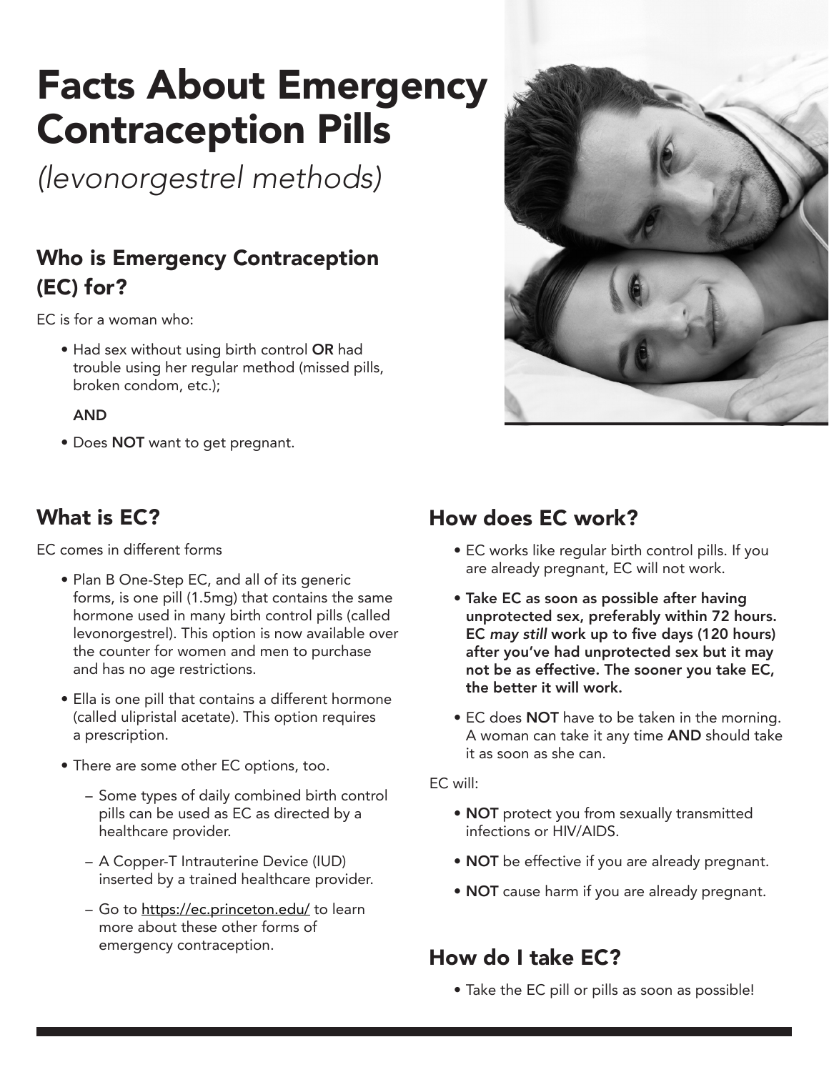# Facts About Emergency Contraception Pills

*(levonorgestrel methods)*

## Who is Emergency Contraception (EC) for?

EC is for a woman who:

- Had sex without using birth control **OR** had trouble using her regular method (missed pills, broken condom, etc.);

  **AND**

- Does **NOT** want to get pregnant.

## What is EC?

EC comes in different forms

- Plan B One-Step EC, and all of its generic forms, is one pill (1.5mg) that contains the same hormone used in many birth control pills (called levonorgestrel). This option is now available over the counter for women and men to purchase and has no age restrictions.
- Ella is one pill that contains a different hormone (called ulipristal acetate). This option requires a prescription.
- There are some other EC options, too.
  - Some types of daily combined birth control pills can be used as EC as directed by a healthcare provider.
  - A Copper-T Intrauterine Device (IUD) inserted by a trained healthcare provider.
  - Go to https://ec.princeton.edu/ to learn more about these other forms of emergency contraception.

## How does EC work?

- EC works like regular birth control pills. If you are already pregnant, EC will not work.
- **Take EC as soon as possible after having unprotected sex, preferably within 72 hours. EC *may still* work up to five days (120 hours) after you've had unprotected sex but it may not be as effective. The sooner you take EC, the better it will work.**
- EC does **NOT** have to be taken in the morning. A woman can take it any time **AND** should take it as soon as she can.

EC will:

- **NOT** protect you from sexually transmitted infections or HIV/AIDS.
- **NOT** be effective if you are already pregnant.
- **NOT** cause harm if you are already pregnant.

## How do I take EC?

- Take the EC pill or pills as soon as possible!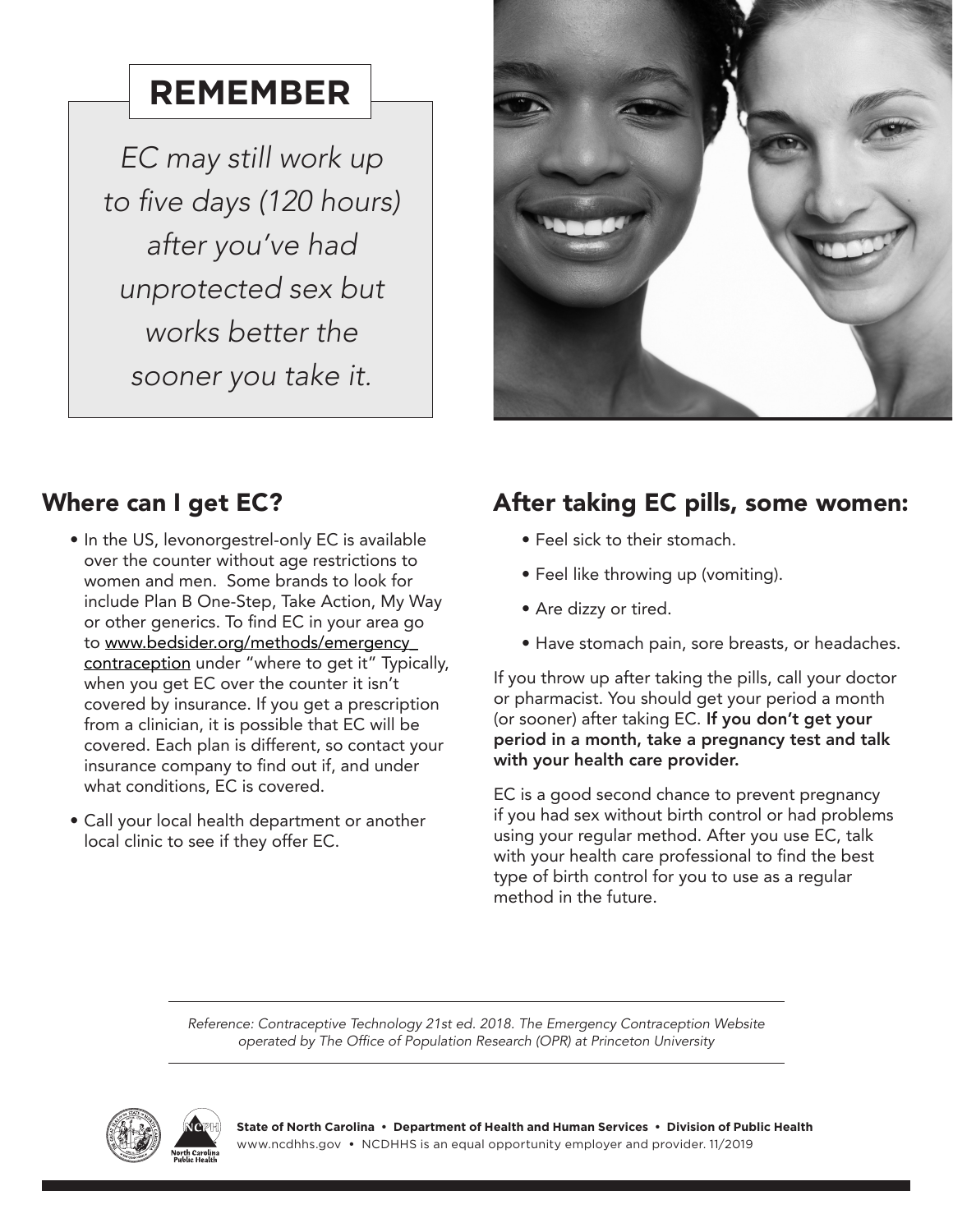## REMEMBER

*EC may still work up to five days (120 hours) after you've had unprotected sex but works better the sooner you take it.*

## Where can I get EC?

- In the US, levonorgestrel-only EC is available over the counter without age restrictions to women and men. Some brands to look for include Plan B One-Step, Take Action, My Way or other generics. To find EC in your area go to www.bedsider.org/methods/emergency_contraception under "where to get it" Typically, when you get EC over the counter it isn't covered by insurance. If you get a prescription from a clinician, it is possible that EC will be covered. Each plan is different, so contact your insurance company to find out if, and under what conditions, EC is covered.
- Call your local health department or another local clinic to see if they offer EC.

## After taking EC pills, some women:

- Feel sick to their stomach.
- Feel like throwing up (vomiting).
- Are dizzy or tired.
- Have stomach pain, sore breasts, or headaches.

If you throw up after taking the pills, call your doctor or pharmacist. You should get your period a month (or sooner) after taking EC. **If you don't get your period in a month, take a pregnancy test and talk with your health care provider.**

EC is a good second chance to prevent pregnancy if you had sex without birth control or had problems using your regular method. After you use EC, talk with your health care professional to find the best type of birth control for you to use as a regular method in the future.

*Reference: Contraceptive Technology 21st ed. 2018. The Emergency Contraception Website operated by The Office of Population Research (OPR) at Princeton University*

**State of North Carolina • Department of Health and Human Services • Division of Public Health**
www.ncdhhs.gov • NCDHHS is an equal opportunity employer and provider. 11/2019